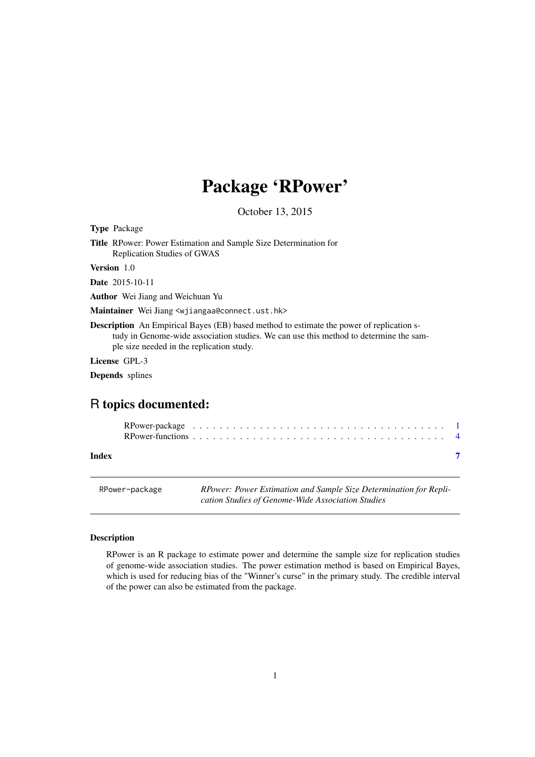# Package 'RPower'

October 13, 2015

**Type** Package

**Title** RPower: Power Estimation and Sample Size Determination for Replication Studies of GWAS

**Version** 1.0

**Date** 2015-10-11

**Author** Wei Jiang and Weichuan Yu

**Maintainer** Wei Jiang <wjiangaa@connect.ust.hk>

**Description** An Empirical Bayes (EB) based method to estimate the power of replication study in Genome-wide association studies. We can use this method to determine the sample size needed in the replication study.

**License** GPL-3

**Depends** splines

## R topics documented:

- RPower-package . . . . . . . . . . . . . . . . . . . . . . . . . . . . . . . . . . . . . 1
- RPower-functions . . . . . . . . . . . . . . . . . . . . . . . . . . . . . . . . . . . . 4

**Index** 7

---

`RPower-package` *RPower: Power Estimation and Sample Size Determination for Replication Studies of Genome-Wide Association Studies*

---

### Description

RPower is an R package to estimate power and determine the sample size for replication studies of genome-wide association studies. The power estimation method is based on Empirical Bayes, which is used for reducing bias of the "Winner's curse" in the primary study. The credible interval of the power can also be estimated from the package.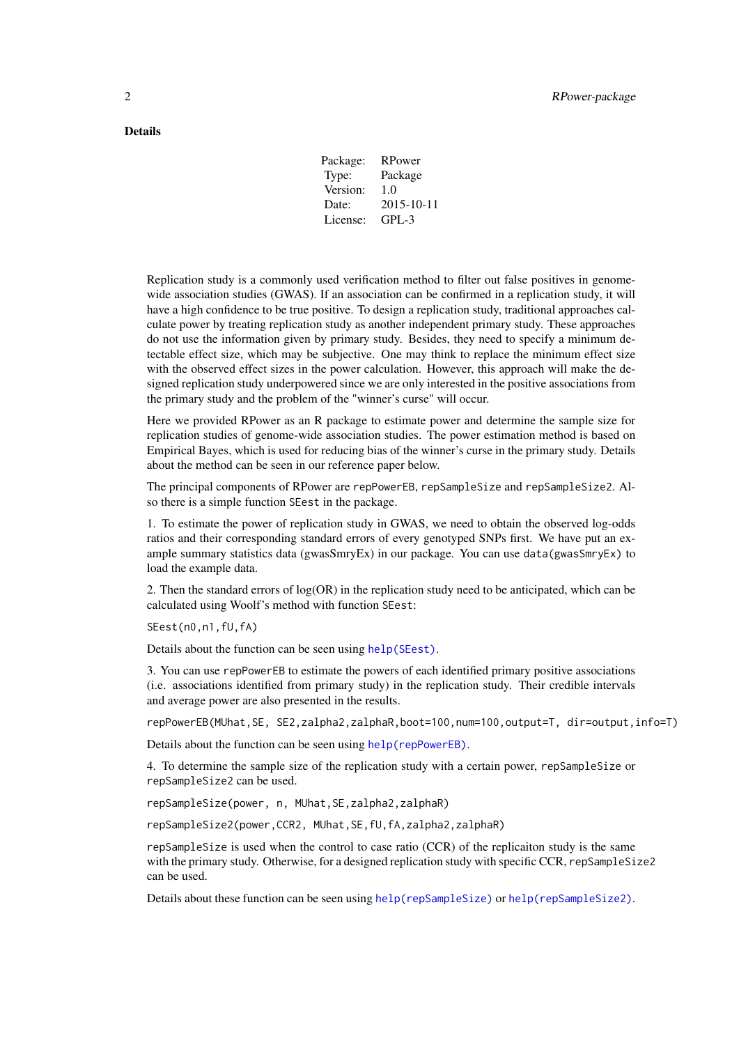## Details

| Package: | RPower |
|---|---|
| Type: | Package |
| Version: | 1.0 |
| Date: | 2015-10-11 |
| License: | GPL-3 |

Replication study is a commonly used verification method to filter out false positives in genome-wide association studies (GWAS). If an association can be confirmed in a replication study, it will have a high confidence to be true positive. To design a replication study, traditional approaches calculate power by treating replication study as another independent primary study. These approaches do not use the information given by primary study. Besides, they need to specify a minimum detectable effect size, which may be subjective. One may think to replace the minimum effect size with the observed effect sizes in the power calculation. However, this approach will make the designed replication study underpowered since we are only interested in the positive associations from the primary study and the problem of the "winner's curse" will occur.

Here we provided RPower as an R package to estimate power and determine the sample size for replication studies of genome-wide association studies. The power estimation method is based on Empirical Bayes, which is used for reducing bias of the winner's curse in the primary study. Details about the method can be seen in our reference paper below.

The principal components of RPower are `repPowerEB`, `repSampleSize` and `repSampleSize2`. Also there is a simple function `SEest` in the package.

1. To estimate the power of replication study in GWAS, we need to obtain the observed log-odds ratios and their corresponding standard errors of every genotyped SNPs first. We have put an example summary statistics data (gwasSmryEx) in our package. You can use `data(gwasSmryEx)` to load the example data.

2. Then the standard errors of log(OR) in the replication study need to be anticipated, which can be calculated using Woolf's method with function `SEest`:

```
SEest(n0,n1,fU,fA)
```

Details about the function can be seen using `help(SEest)`.

3. You can use `repPowerEB` to estimate the powers of each identified primary positive associations (i.e. associations identified from primary study) in the replication study. Their credible intervals and average power are also presented in the results.

```
repPowerEB(MUhat,SE, SE2,zalpha2,zalphaR,boot=100,num=100,output=T, dir=output,info=T)
```

Details about the function can be seen using `help(repPowerEB)`.

4. To determine the sample size of the replication study with a certain power, `repSampleSize` or `repSampleSize2` can be used.

```
repSampleSize(power, n, MUhat,SE,zalpha2,zalphaR)
```

```
repSampleSize2(power,CCR2, MUhat,SE,fU,fA,zalpha2,zalphaR)
```

`repSampleSize` is used when the control to case ratio (CCR) of the replicaiton study is the same with the primary study. Otherwise, for a designed replication study with specific CCR, `repSampleSize2` can be used.

Details about these function can be seen using `help(repSampleSize)` or `help(repSampleSize2)`.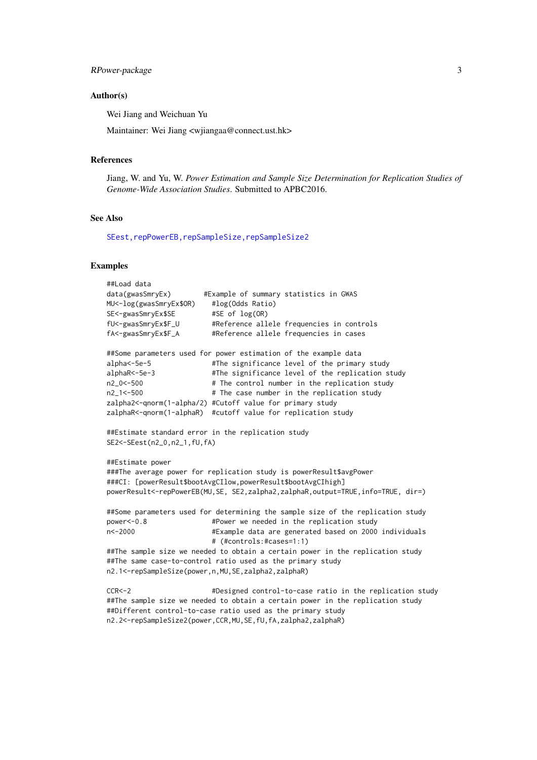## Author(s)

Wei Jiang and Weichuan Yu

Maintainer: Wei Jiang <wjiangaa@connect.ust.hk>

## References

Jiang, W. and Yu, W. *Power Estimation and Sample Size Determination for Replication Studies of Genome-Wide Association Studies*. Submitted to APBC2016.

## See Also

SEest,repPowerEB,repSampleSize,repSampleSize2

## Examples

```
##Load data
data(gwasSmryEx)        #Example of summary statistics in GWAS
MU<-log(gwasSmryEx$OR)    #log(Odds Ratio)
SE<-gwasSmryEx$SE         #SE of log(OR)
fU<-gwasSmryEx$F_U        #Reference allele frequencies in controls
fA<-gwasSmryEx$F_A        #Reference allele frequencies in cases

##Some parameters used for power estimation of the example data
alpha<-5e-5               #The significance level of the primary study
alphaR<-5e-3              #The significance level of the replication study
n2_0<-500                 # The control number in the replication study
n2_1<-500                 # The case number in the replication study
zalpha2<-qnorm(1-alpha/2) #Cutoff value for primary study
zalphaR<-qnorm(1-alphaR)  #cutoff value for replication study

##Estimate standard error in the replication study
SE2<-SEest(n2_0,n2_1,fU,fA)

##Estimate power
###The average power for replication study is powerResult$avgPower
###CI: [powerResult$bootAvgCIlow,powerResult$bootAvgCIhigh]
powerResult<-repPowerEB(MU,SE, SE2,zalpha2,zalphaR,output=TRUE,info=TRUE, dir=)

##Some parameters used for determining the sample size of the replication study
power<-0.8                #Power we needed in the replication study
n<-2000                   #Example data are generated based on 2000 individuals
                          # (#controls:#cases=1:1)
##The sample size we needed to obtain a certain power in the replication study
##The same case-to-control ratio used as the primary study
n2.1<-repSampleSize(power,n,MU,SE,zalpha2,zalphaR)

CCR<-2                    #Designed control-to-case ratio in the replication study
##The sample size we needed to obtain a certain power in the replication study
##Different control-to-case ratio used as the primary study
n2.2<-repSampleSize2(power,CCR,MU,SE,fU,fA,zalpha2,zalphaR)
```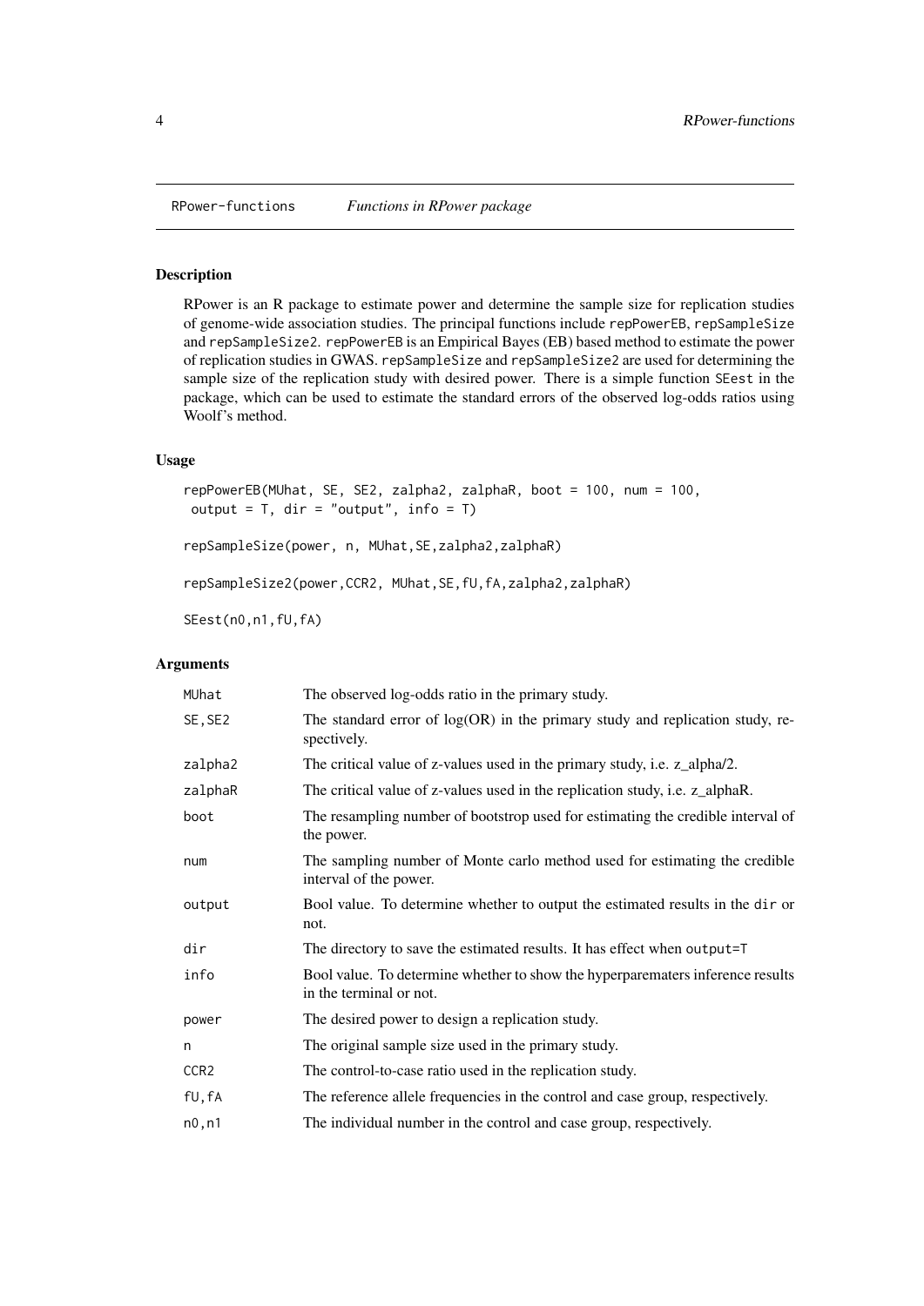RPower-functions *Functions in RPower package*

### Description

RPower is an R package to estimate power and determine the sample size for replication studies of genome-wide association studies. The principal functions include `repPowerEB`, `repSampleSize` and `repSampleSize2`. `repPowerEB` is an Empirical Bayes (EB) based method to estimate the power of replication studies in GWAS. `repSampleSize` and `repSampleSize2` are used for determining the sample size of the replication study with desired power. There is a simple function `SEest` in the package, which can be used to estimate the standard errors of the observed log-odds ratios using Woolf's method.

### Usage

```
repPowerEB(MUhat, SE, SE2, zalpha2, zalphaR, boot = 100, num = 100,
 output = T, dir = "output", info = T)

repSampleSize(power, n, MUhat,SE,zalpha2,zalphaR)

repSampleSize2(power,CCR2, MUhat,SE,fU,fA,zalpha2,zalphaR)

SEest(n0,n1,fU,fA)
```

### Arguments

| | |
|---|---|
| `MUhat` | The observed log-odds ratio in the primary study. |
| `SE,SE2` | The standard error of log(OR) in the primary study and replication study, respectively. |
| `zalpha2` | The critical value of z-values used in the primary study, i.e. z_alpha/2. |
| `zalphaR` | The critical value of z-values used in the replication study, i.e. z_alphaR. |
| `boot` | The resampling number of bootstrop used for estimating the credible interval of the power. |
| `num` | The sampling number of Monte carlo method used for estimating the credible interval of the power. |
| `output` | Bool value. To determine whether to output the estimated results in the `dir` or not. |
| `dir` | The directory to save the estimated results. It has effect when `output=T` |
| `info` | Bool value. To determine whether to show the hyperparemeters inference results in the terminal or not. |
| `power` | The desired power to design a replication study. |
| `n` | The original sample size used in the primary study. |
| `CCR2` | The control-to-case ratio used in the replication study. |
| `fU,fA` | The reference allele frequencies in the control and case group, respectively. |
| `n0,n1` | The individual number in the control and case group, respectively. |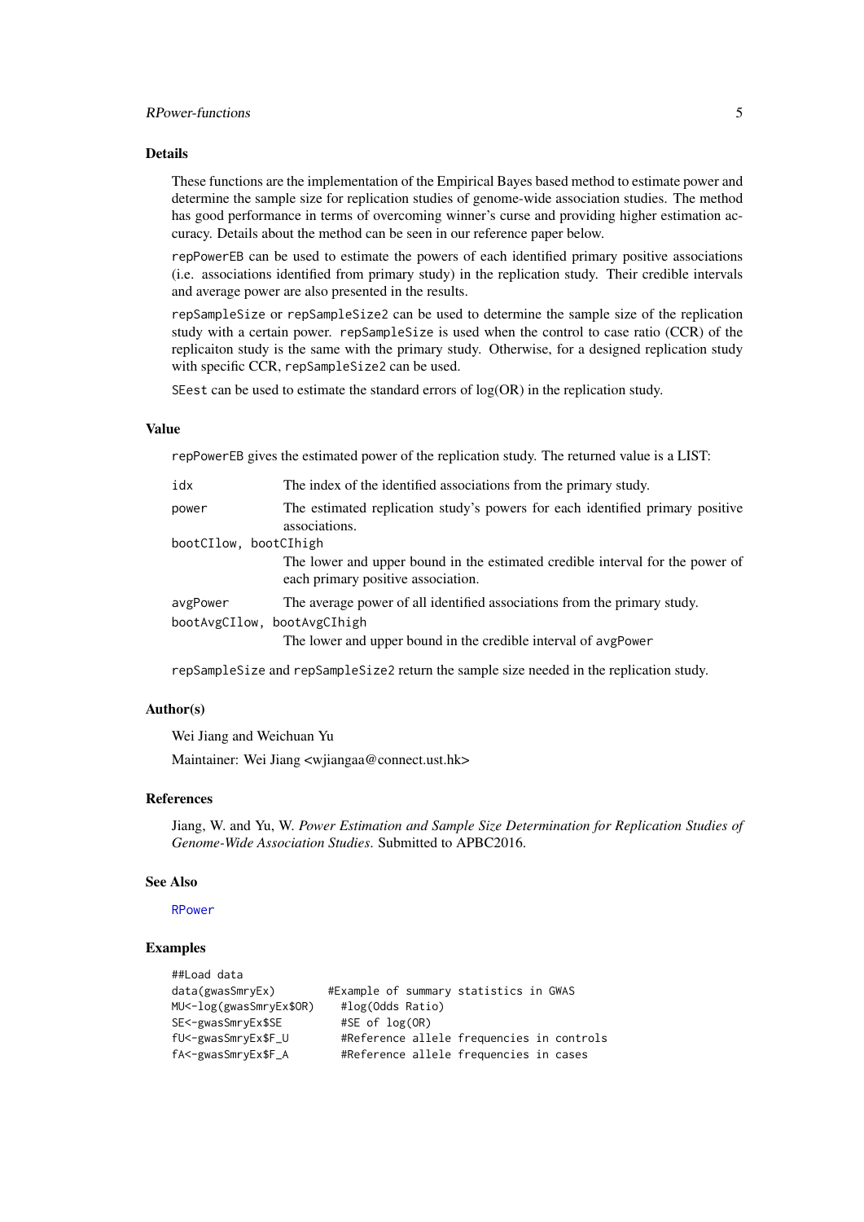### Details

These functions are the implementation of the Empirical Bayes based method to estimate power and determine the sample size for replication studies of genome-wide association studies. The method has good performance in terms of overcoming winner's curse and providing higher estimation accuracy. Details about the method can be seen in our reference paper below.

`repPowerEB` can be used to estimate the powers of each identified primary positive associations (i.e. associations identified from primary study) in the replication study. Their credible intervals and average power are also presented in the results.

`repSampleSize` or `repSampleSize2` can be used to determine the sample size of the replication study with a certain power. `repSampleSize` is used when the control to case ratio (CCR) of the replicaiton study is the same with the primary study. Otherwise, for a designed replication study with specific CCR, `repSampleSize2` can be used.

`SEest` can be used to estimate the standard errors of log(OR) in the replication study.

### Value

`repPowerEB` gives the estimated power of the replication study. The returned value is a LIST:

- `idx` — The index of the identified associations from the primary study.
- `power` — The estimated replication study's powers for each identified primary positive associations.
- `bootCIlow, bootCIhigh` — The lower and upper bound in the estimated credible interval for the power of each primary positive association.
- `avgPower` — The average power of all identified associations from the primary study.
- `bootAvgCIlow, bootAvgCIhigh` — The lower and upper bound in the credible interval of `avgPower`

`repSampleSize` and `repSampleSize2` return the sample size needed in the replication study.

### Author(s)

Wei Jiang and Weichuan Yu

Maintainer: Wei Jiang <wjiangaa@connect.ust.hk>

### References

Jiang, W. and Yu, W. *Power Estimation and Sample Size Determination for Replication Studies of Genome-Wide Association Studies*. Submitted to APBC2016.

### See Also

`RPower`

### Examples

```
##Load data
data(gwasSmryEx)        #Example of summary statistics in GWAS
MU<-log(gwasSmryEx$OR)    #log(Odds Ratio)
SE<-gwasSmryEx$SE         #SE of log(OR)
fU<-gwasSmryEx$F_U        #Reference allele frequencies in controls
fA<-gwasSmryEx$F_A        #Reference allele frequencies in cases
```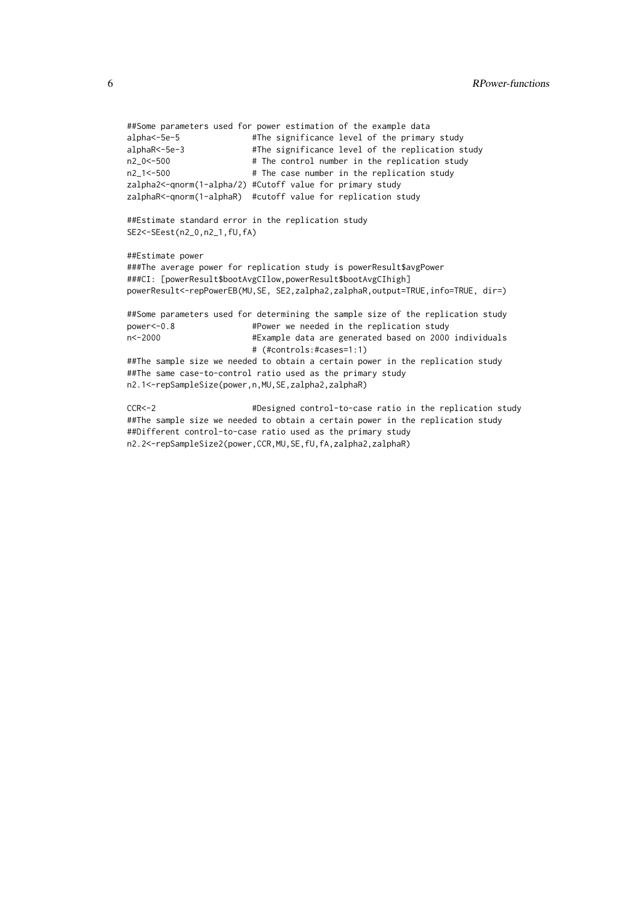```
##Some parameters used for power estimation of the example data
alpha<-5e-5               #The significance level of the primary study
alphaR<-5e-3              #The significance level of the replication study
n2_0<-500                 # The control number in the replication study
n2_1<-500                 # The case number in the replication study
zalpha2<-qnorm(1-alpha/2) #Cutoff value for primary study
zalphaR<-qnorm(1-alphaR)  #cutoff value for replication study

##Estimate standard error in the replication study
SE2<-SEest(n2_0,n2_1,fU,fA)

##Estimate power
###The average power for replication study is powerResult$avgPower
###CI: [powerResult$bootAvgCIlow,powerResult$bootAvgCIhigh]
powerResult<-repPowerEB(MU,SE, SE2,zalpha2,zalphaR,output=TRUE,info=TRUE, dir=)

##Some parameters used for determining the sample size of the replication study
power<-0.8                #Power we needed in the replication study
n<-2000                   #Example data are generated based on 2000 individuals
                          # (#controls:#cases=1:1)
##The sample size we needed to obtain a certain power in the replication study
##The same case-to-control ratio used as the primary study
n2.1<-repSampleSize(power,n,MU,SE,zalpha2,zalphaR)

CCR<-2                    #Designed control-to-case ratio in the replication study
##The sample size we needed to obtain a certain power in the replication study
##Different control-to-case ratio used as the primary study
n2.2<-repSampleSize2(power,CCR,MU,SE,fU,fA,zalpha2,zalphaR)
```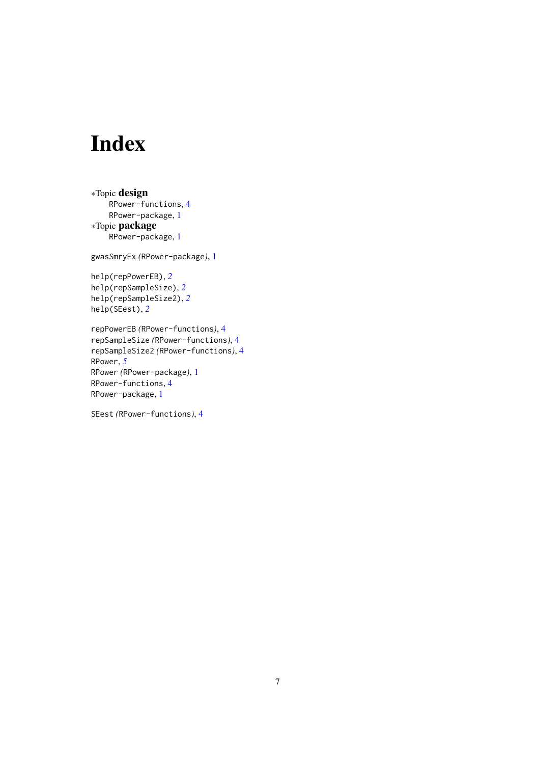# Index

*Topic **design**
  RPower-functions, 4
  RPower-package, 1

*Topic **package**
  RPower-package, 1

gwasSmryEx *(*RPower-package*)*, 1

help(repPowerEB), *2*
help(repSampleSize), *2*
help(repSampleSize2), *2*
help(SEest), *2*

repPowerEB *(*RPower-functions*)*, 4
repSampleSize *(*RPower-functions*)*, 4
repSampleSize2 *(*RPower-functions*)*, 4
RPower, *5*
RPower *(*RPower-package*)*, 1
RPower-functions, 4
RPower-package, 1

SEest *(*RPower-functions*)*, 4